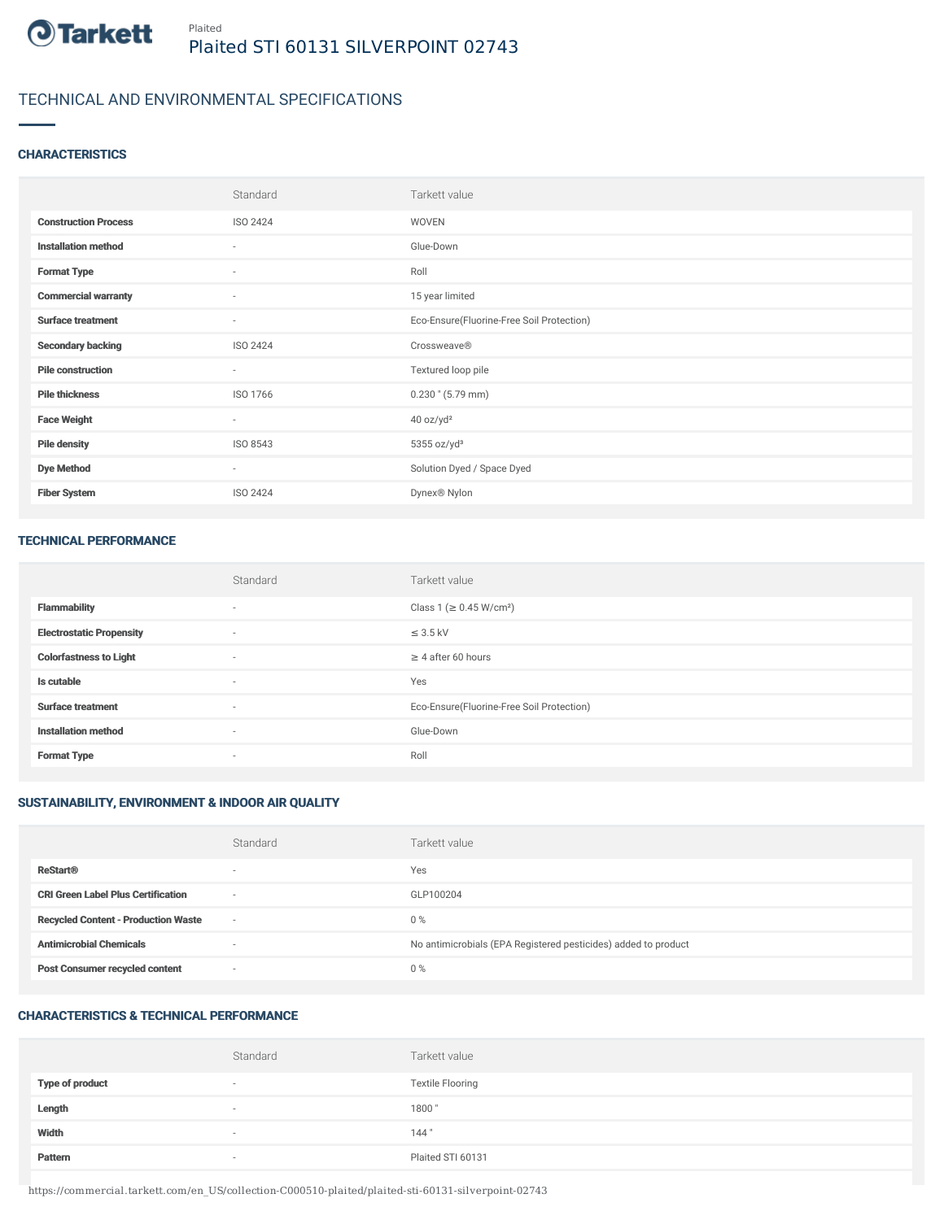Plaited

# Plaited STI 60131 SILVERPOINT 02743

## TECHNICAL AND ENVIRONMENTAL SPECIFICATIONS

### CHARACTERISTICS

| | Standard | Tarkett value |
|---|---|---|
| **Construction Process** | ISO 2424 | WOVEN |
| **Installation method** | - | Glue-Down |
| **Format Type** | - | Roll |
| **Commercial warranty** | - | 15 year limited |
| **Surface treatment** | - | Eco-Ensure(Fluorine-Free Soil Protection) |
| **Secondary backing** | ISO 2424 | Crossweave® |
| **Pile construction** | - | Textured loop pile |
| **Pile thickness** | ISO 1766 | 0.230 " (5.79 mm) |
| **Face Weight** | - | 40 oz/yd² |
| **Pile density** | ISO 8543 | 5355 oz/yd³ |
| **Dye Method** | - | Solution Dyed / Space Dyed |
| **Fiber System** | ISO 2424 | Dynex® Nylon |

### TECHNICAL PERFORMANCE

| | Standard | Tarkett value |
|---|---|---|
| **Flammability** | - | Class 1 (≥ 0.45 W/cm²) |
| **Electrostatic Propensity** | - | ≤ 3.5 kV |
| **Colorfastness to Light** | - | ≥ 4 after 60 hours |
| **Is cutable** | - | Yes |
| **Surface treatment** | - | Eco-Ensure(Fluorine-Free Soil Protection) |
| **Installation method** | - | Glue-Down |
| **Format Type** | - | Roll |

### SUSTAINABILITY, ENVIRONMENT & INDOOR AIR QUALITY

| | Standard | Tarkett value |
|---|---|---|
| **ReStart®** | - | Yes |
| **CRI Green Label Plus Certification** | - | GLP100204 |
| **Recycled Content - Production Waste** | - | 0 % |
| **Antimicrobial Chemicals** | - | No antimicrobials (EPA Registered pesticides) added to product |
| **Post Consumer recycled content** | - | 0 % |

### CHARACTERISTICS & TECHNICAL PERFORMANCE

| | Standard | Tarkett value |
|---|---|---|
| **Type of product** | - | Textile Flooring |
| **Length** | - | 1800 " |
| **Width** | - | 144 " |
| **Pattern** | - | Plaited STI 60131 |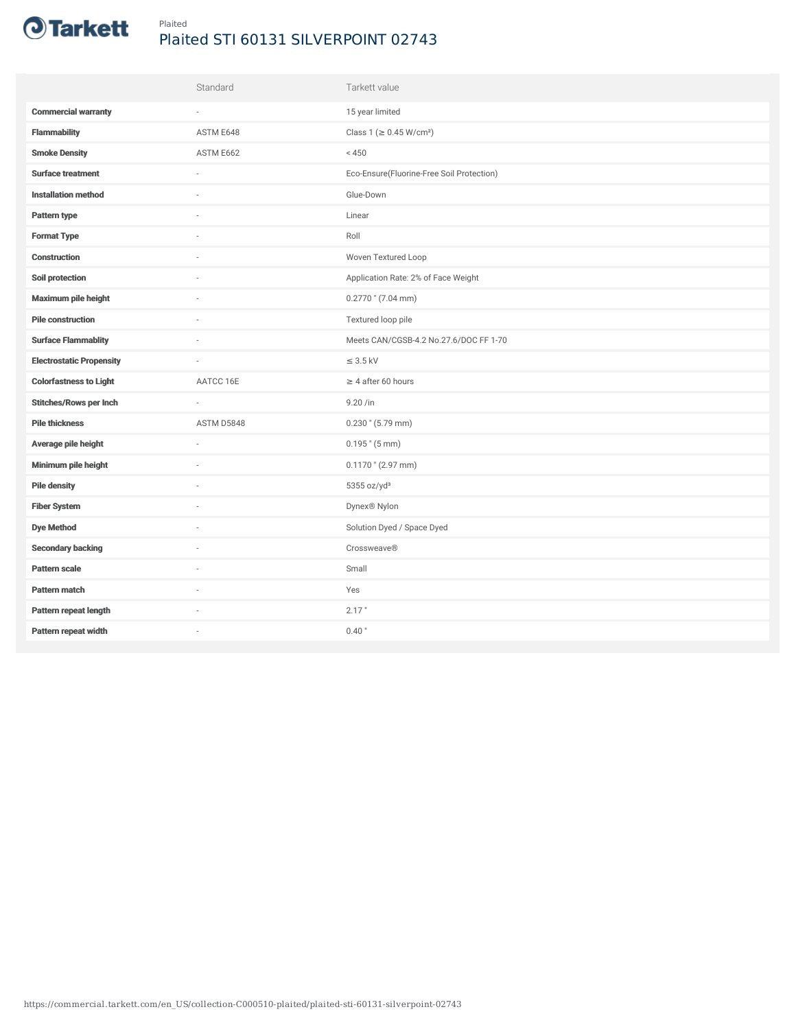Plaited

# Plaited STI 60131 SILVERPOINT 02743

| | Standard | Tarkett value |
|---|---|---|
| **Commercial warranty** | - | 15 year limited |
| **Flammability** | ASTM E648 | Class 1 (≥ 0.45 W/cm²) |
| **Smoke Density** | ASTM E662 | < 450 |
| **Surface treatment** | - | Eco-Ensure(Fluorine-Free Soil Protection) |
| **Installation method** | - | Glue-Down |
| **Pattern type** | - | Linear |
| **Format Type** | - | Roll |
| **Construction** | - | Woven Textured Loop |
| **Soil protection** | - | Application Rate: 2% of Face Weight |
| **Maximum pile height** | - | 0.2770 " (7.04 mm) |
| **Pile construction** | - | Textured loop pile |
| **Surface Flammablity** | - | Meets CAN/CGSB-4.2 No.27.6/DOC FF 1-70 |
| **Electrostatic Propensity** | - | ≤ 3.5 kV |
| **Colorfastness to Light** | AATCC 16E | ≥ 4 after 60 hours |
| **Stitches/Rows per Inch** | - | 9.20 /in |
| **Pile thickness** | ASTM D5848 | 0.230 " (5.79 mm) |
| **Average pile height** | - | 0.195 " (5 mm) |
| **Minimum pile height** | - | 0.1170 " (2.97 mm) |
| **Pile density** | - | 5355 oz/yd³ |
| **Fiber System** | - | Dynex® Nylon |
| **Dye Method** | - | Solution Dyed / Space Dyed |
| **Secondary backing** | - | Crossweave® |
| **Pattern scale** | - | Small |
| **Pattern match** | - | Yes |
| **Pattern repeat length** | - | 2.17 " |
| **Pattern repeat width** | - | 0.40 " |